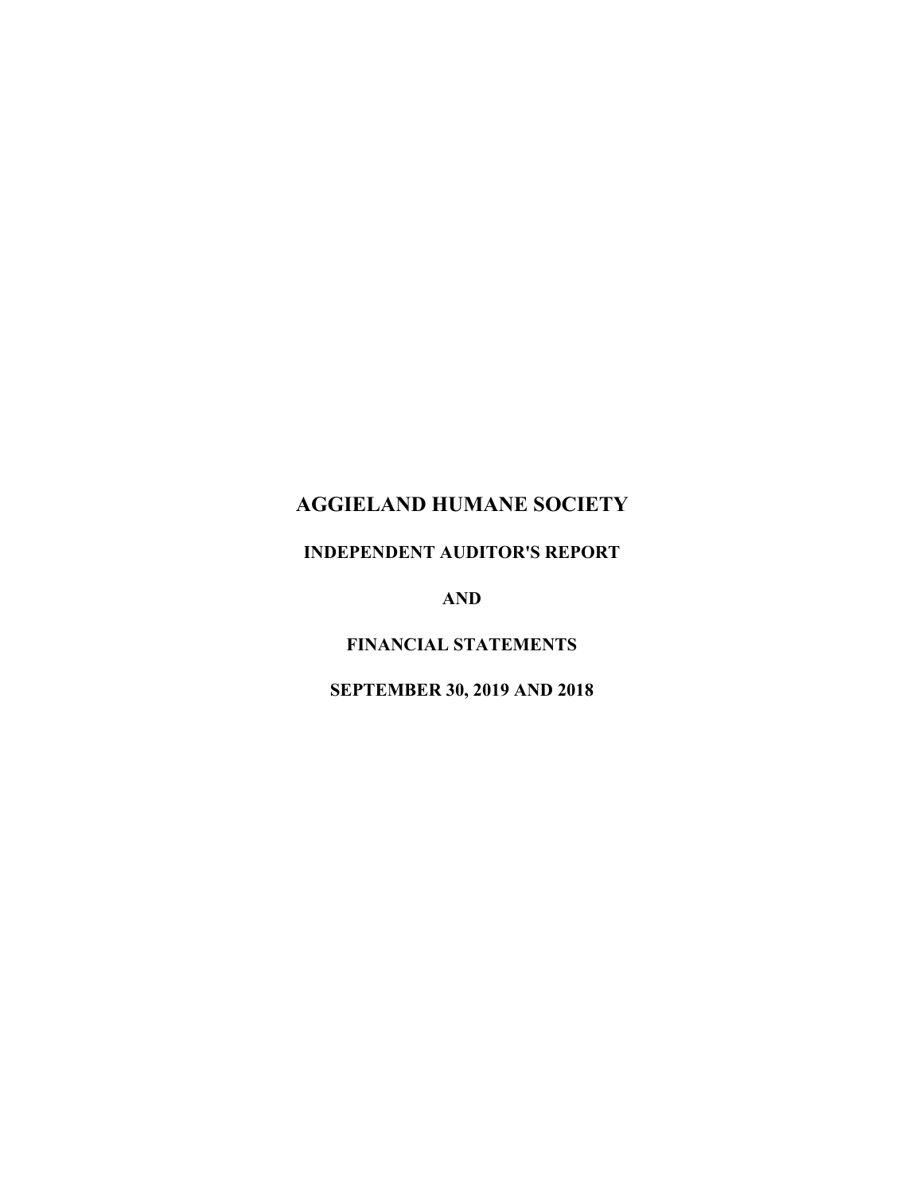# AGGIELAND HUMANE SOCIETY

## INDEPENDENT AUDITOR'S REPORT

## AND

## FINANCIAL STATEMENTS

## SEPTEMBER 30, 2019 AND 2018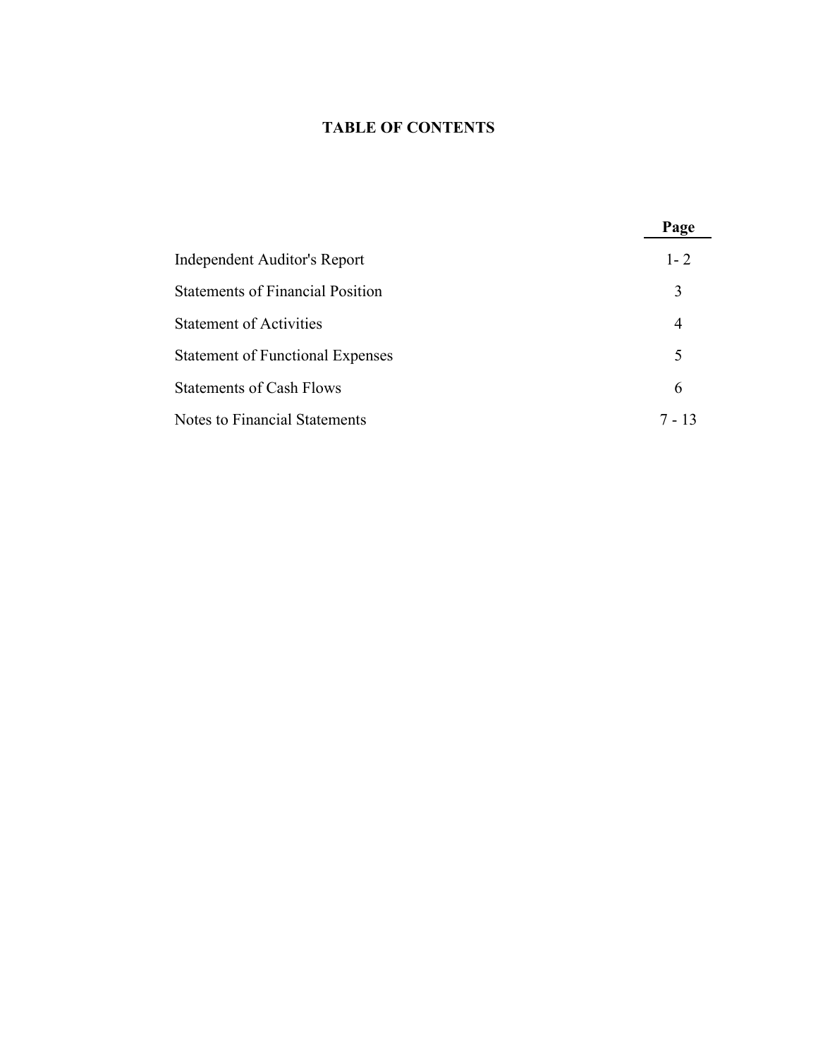# TABLE OF CONTENTS

| | Page |
|---|---|
| Independent Auditor's Report | 1- 2 |
| Statements of Financial Position | 3 |
| Statement of Activities | 4 |
| Statement of Functional Expenses | 5 |
| Statements of Cash Flows | 6 |
| Notes to Financial Statements | 7 - 13 |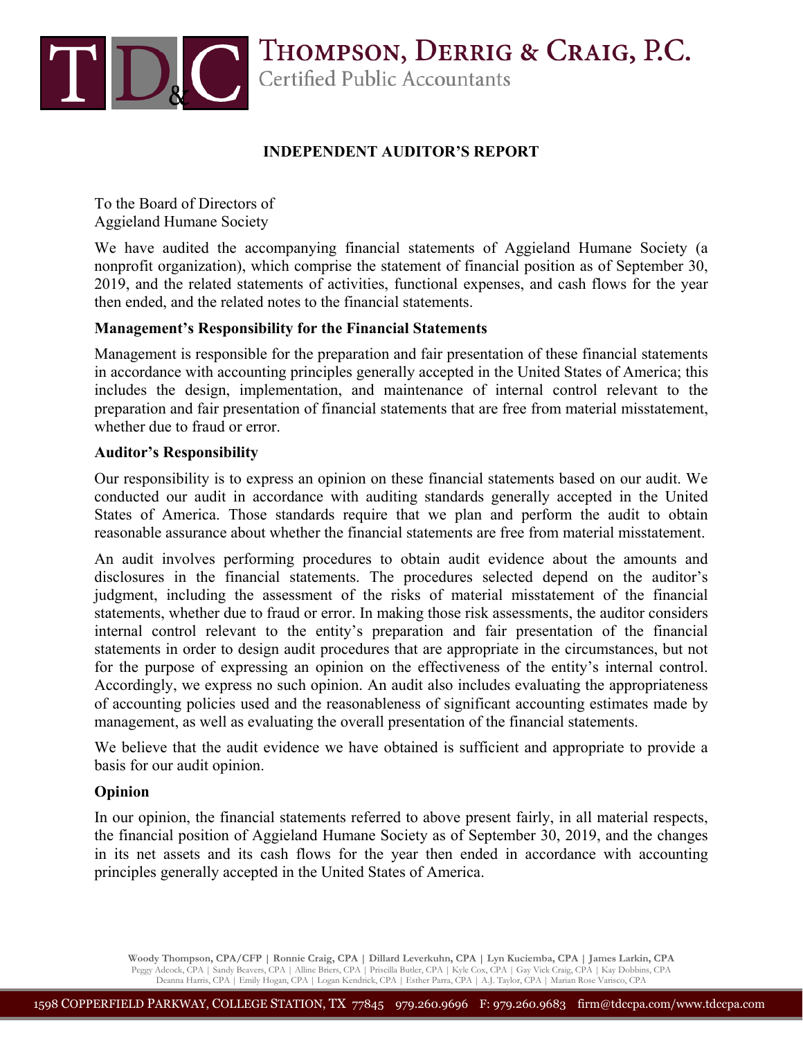# THOMPSON, DERRIG & CRAIG, P.C.
Certified Public Accountants

## INDEPENDENT AUDITOR'S REPORT

To the Board of Directors of
Aggieland Humane Society

We have audited the accompanying financial statements of Aggieland Humane Society (a nonprofit organization), which comprise the statement of financial position as of September 30, 2019, and the related statements of activities, functional expenses, and cash flows for the year then ended, and the related notes to the financial statements.

**Management's Responsibility for the Financial Statements**

Management is responsible for the preparation and fair presentation of these financial statements in accordance with accounting principles generally accepted in the United States of America; this includes the design, implementation, and maintenance of internal control relevant to the preparation and fair presentation of financial statements that are free from material misstatement, whether due to fraud or error.

**Auditor's Responsibility**

Our responsibility is to express an opinion on these financial statements based on our audit. We conducted our audit in accordance with auditing standards generally accepted in the United States of America. Those standards require that we plan and perform the audit to obtain reasonable assurance about whether the financial statements are free from material misstatement.

An audit involves performing procedures to obtain audit evidence about the amounts and disclosures in the financial statements. The procedures selected depend on the auditor's judgment, including the assessment of the risks of material misstatement of the financial statements, whether due to fraud or error. In making those risk assessments, the auditor considers internal control relevant to the entity's preparation and fair presentation of the financial statements in order to design audit procedures that are appropriate in the circumstances, but not for the purpose of expressing an opinion on the effectiveness of the entity's internal control. Accordingly, we express no such opinion. An audit also includes evaluating the appropriateness of accounting policies used and the reasonableness of significant accounting estimates made by management, as well as evaluating the overall presentation of the financial statements.

We believe that the audit evidence we have obtained is sufficient and appropriate to provide a basis for our audit opinion.

**Opinion**

In our opinion, the financial statements referred to above present fairly, in all material respects, the financial position of Aggieland Humane Society as of September 30, 2019, and the changes in its net assets and its cash flows for the year then ended in accordance with accounting principles generally accepted in the United States of America.

Woody Thompson, CPA/CFP | Ronnie Craig, CPA | Dillard Leverkuhn, CPA | Lyn Kuciemba, CPA | James Larkin, CPA
Peggy Adcock, CPA | Sandy Beavers, CPA | Alline Briers, CPA | Priscilla Butler, CPA | Kyle Cox, CPA | Gay Vick Craig, CPA | Kay Dobbins, CPA
Deanna Harris, CPA | Emily Hogan, CPA | Logan Kendrick, CPA | Esther Parra, CPA | A.J. Taylor, CPA | Marian Rose Varisco, CPA

1598 COPPERFIELD PARKWAY, COLLEGE STATION, TX 77845 979.260.9696 F: 979.260.9683 firm@tdccpa.com/www.tdccpa.com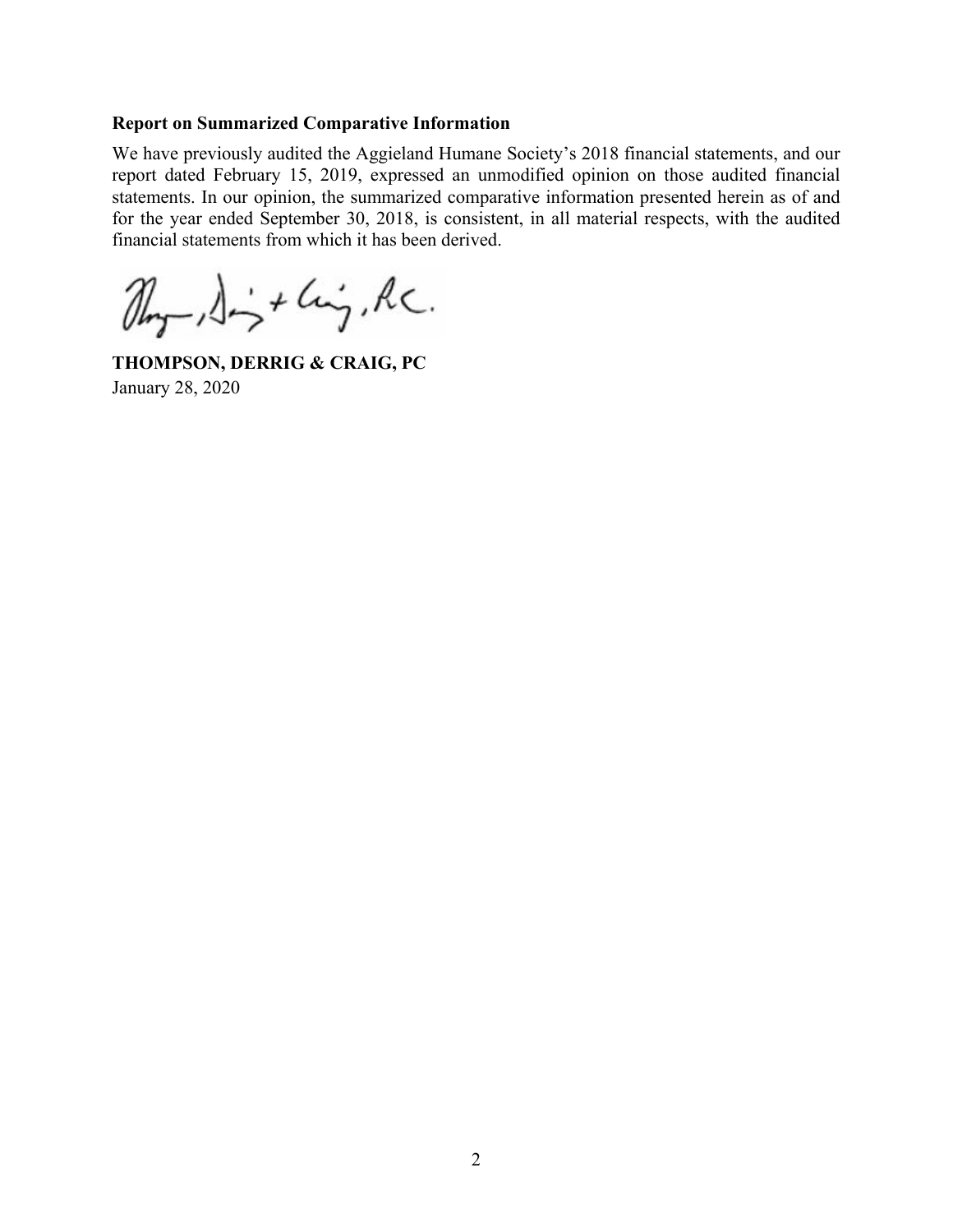**Report on Summarized Comparative Information**

We have previously audited the Aggieland Humane Society's 2018 financial statements, and our report dated February 15, 2019, expressed an unmodified opinion on those audited financial statements. In our opinion, the summarized comparative information presented herein as of and for the year ended September 30, 2018, is consistent, in all material respects, with the audited financial statements from which it has been derived.

**THOMPSON, DERRIG & CRAIG, PC**
January 28, 2020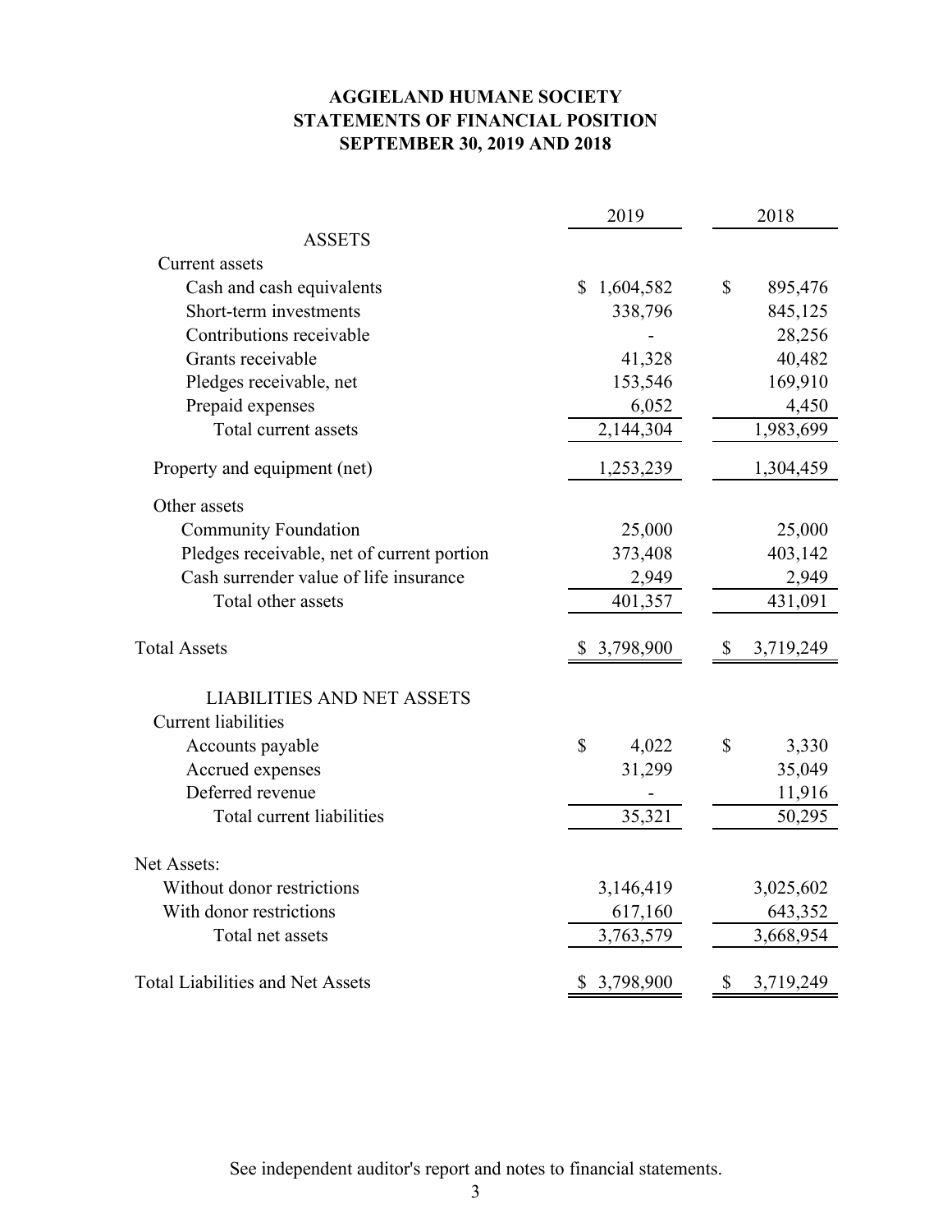# AGGIELAND HUMANE SOCIETY
## STATEMENTS OF FINANCIAL POSITION
### SEPTEMBER 30, 2019 AND 2018

| | 2019 | 2018 |
|---|---|---|
| **ASSETS** | | |
| Current assets | | |
| Cash and cash equivalents | $ 1,604,582 | $ 895,476 |
| Short-term investments | 338,796 | 845,125 |
| Contributions receivable | - | 28,256 |
| Grants receivable | 41,328 | 40,482 |
| Pledges receivable, net | 153,546 | 169,910 |
| Prepaid expenses | 6,052 | 4,450 |
| Total current assets | 2,144,304 | 1,983,699 |
| Property and equipment (net) | 1,253,239 | 1,304,459 |
| Other assets | | |
| Community Foundation | 25,000 | 25,000 |
| Pledges receivable, net of current portion | 373,408 | 403,142 |
| Cash surrender value of life insurance | 2,949 | 2,949 |
| Total other assets | 401,357 | 431,091 |
| Total Assets | $ 3,798,900 | $ 3,719,249 |
| **LIABILITIES AND NET ASSETS** | | |
| Current liabilities | | |
| Accounts payable | $ 4,022 | $ 3,330 |
| Accrued expenses | 31,299 | 35,049 |
| Deferred revenue | - | 11,916 |
| Total current liabilities | 35,321 | 50,295 |
| Net Assets: | | |
| Without donor restrictions | 3,146,419 | 3,025,602 |
| With donor restrictions | 617,160 | 643,352 |
| Total net assets | 3,763,579 | 3,668,954 |
| Total Liabilities and Net Assets | $ 3,798,900 | $ 3,719,249 |

See independent auditor's report and notes to financial statements.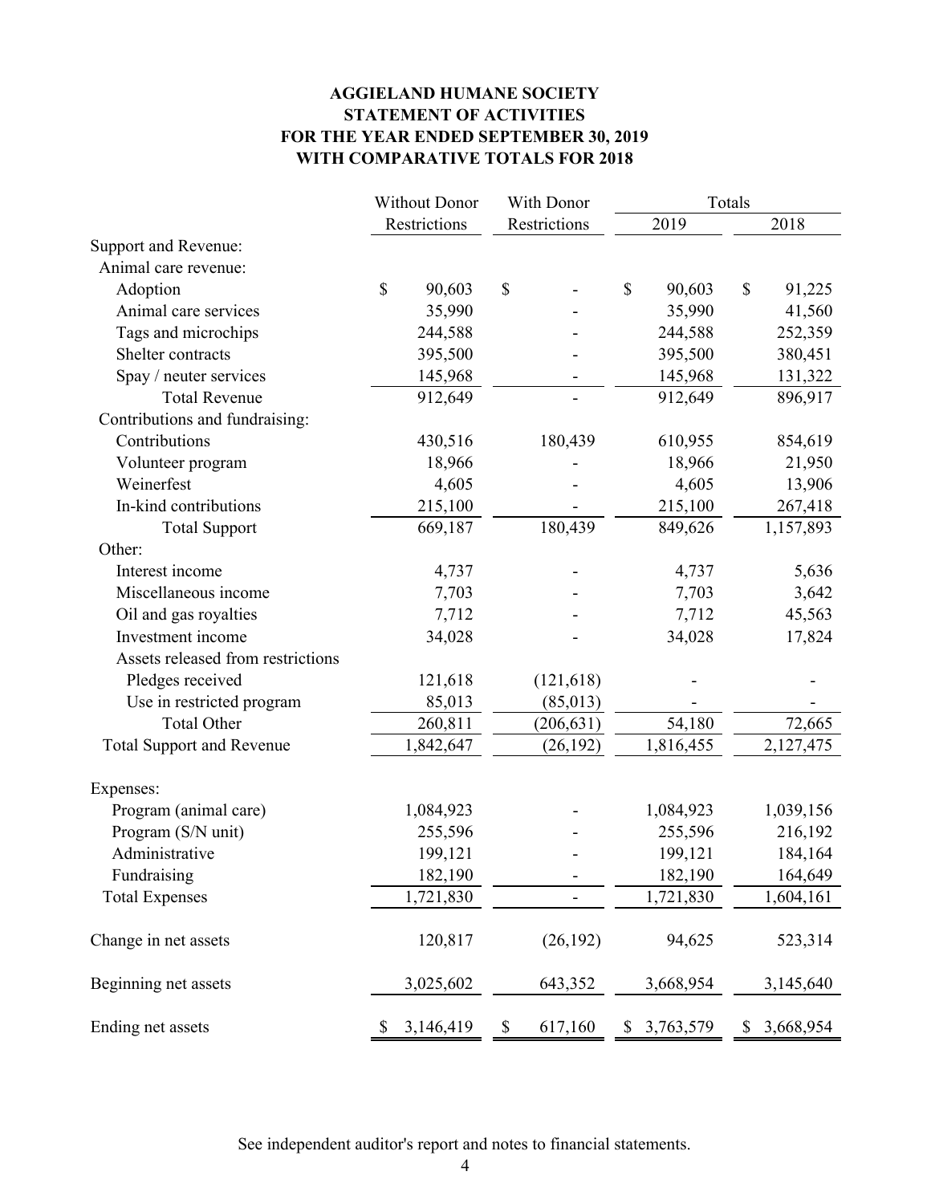# AGGIELAND HUMANE SOCIETY
## STATEMENT OF ACTIVITIES
## FOR THE YEAR ENDED SEPTEMBER 30, 2019
## WITH COMPARATIVE TOTALS FOR 2018

| | Without Donor Restrictions | With Donor Restrictions | Totals 2019 | Totals 2018 |
|---|---|---|---|---|
| Support and Revenue: | | | | |
| Animal care revenue: | | | | |
| Adoption | $ 90,603 | $ - | $ 90,603 | $ 91,225 |
| Animal care services | 35,990 | - | 35,990 | 41,560 |
| Tags and microchips | 244,588 | - | 244,588 | 252,359 |
| Shelter contracts | 395,500 | - | 395,500 | 380,451 |
| Spay / neuter services | 145,968 | - | 145,968 | 131,322 |
| Total Revenue | 912,649 | - | 912,649 | 896,917 |
| Contributions and fundraising: | | | | |
| Contributions | 430,516 | 180,439 | 610,955 | 854,619 |
| Volunteer program | 18,966 | - | 18,966 | 21,950 |
| Weinerfest | 4,605 | - | 4,605 | 13,906 |
| In-kind contributions | 215,100 | - | 215,100 | 267,418 |
| Total Support | 669,187 | 180,439 | 849,626 | 1,157,893 |
| Other: | | | | |
| Interest income | 4,737 | - | 4,737 | 5,636 |
| Miscellaneous income | 7,703 | - | 7,703 | 3,642 |
| Oil and gas royalties | 7,712 | - | 7,712 | 45,563 |
| Investment income | 34,028 | - | 34,028 | 17,824 |
| Assets released from restrictions | | | | |
| Pledges received | 121,618 | (121,618) | - | - |
| Use in restricted program | 85,013 | (85,013) | - | - |
| Total Other | 260,811 | (206,631) | 54,180 | 72,665 |
| Total Support and Revenue | 1,842,647 | (26,192) | 1,816,455 | 2,127,475 |
| Expenses: | | | | |
| Program (animal care) | 1,084,923 | - | 1,084,923 | 1,039,156 |
| Program (S/N unit) | 255,596 | - | 255,596 | 216,192 |
| Administrative | 199,121 | - | 199,121 | 184,164 |
| Fundraising | 182,190 | - | 182,190 | 164,649 |
| Total Expenses | 1,721,830 | - | 1,721,830 | 1,604,161 |
| Change in net assets | 120,817 | (26,192) | 94,625 | 523,314 |
| Beginning net assets | 3,025,602 | 643,352 | 3,668,954 | 3,145,640 |
| Ending net assets | $ 3,146,419 | $ 617,160 | $ 3,763,579 | $ 3,668,954 |

See independent auditor's report and notes to financial statements.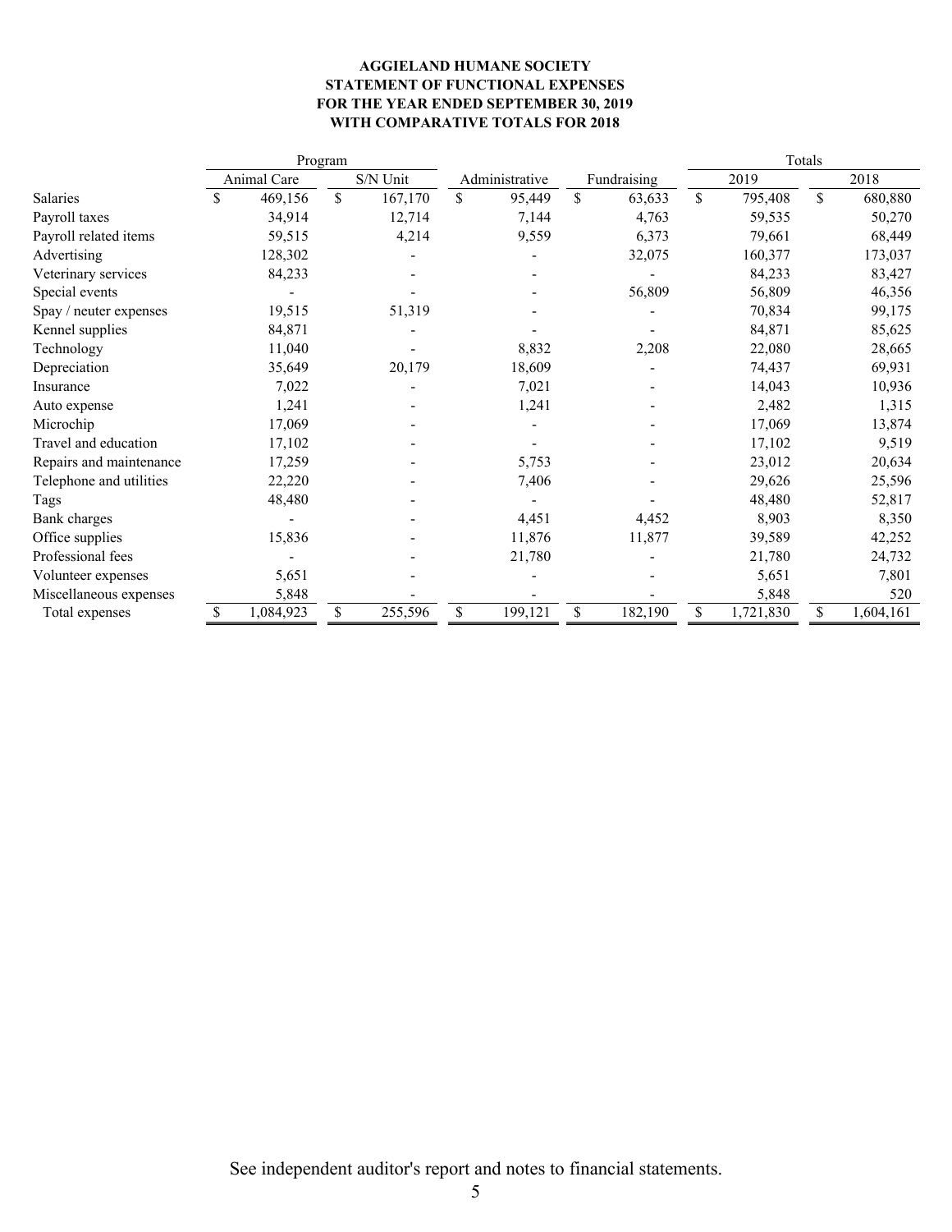**AGGIELAND HUMANE SOCIETY**
**STATEMENT OF FUNCTIONAL EXPENSES**
**FOR THE YEAR ENDED SEPTEMBER 30, 2019**
**WITH COMPARATIVE TOTALS FOR 2018**

| | Program | | | | Totals | |
|---|---|---|---|---|---|---|
| | Animal Care | S/N Unit | Administrative | Fundraising | 2019 | 2018 |
| Salaries | $ 469,156 | $ 167,170 | $ 95,449 | $ 63,633 | $ 795,408 | $ 680,880 |
| Payroll taxes | 34,914 | 12,714 | 7,144 | 4,763 | 59,535 | 50,270 |
| Payroll related items | 59,515 | 4,214 | 9,559 | 6,373 | 79,661 | 68,449 |
| Advertising | 128,302 | - | - | 32,075 | 160,377 | 173,037 |
| Veterinary services | 84,233 | - | - | - | 84,233 | 83,427 |
| Special events | - | - | - | 56,809 | 56,809 | 46,356 |
| Spay / neuter expenses | 19,515 | 51,319 | - | - | 70,834 | 99,175 |
| Kennel supplies | 84,871 | - | - | - | 84,871 | 85,625 |
| Technology | 11,040 | - | 8,832 | 2,208 | 22,080 | 28,665 |
| Depreciation | 35,649 | 20,179 | 18,609 | - | 74,437 | 69,931 |
| Insurance | 7,022 | - | 7,021 | - | 14,043 | 10,936 |
| Auto expense | 1,241 | - | 1,241 | - | 2,482 | 1,315 |
| Microchip | 17,069 | - | - | - | 17,069 | 13,874 |
| Travel and education | 17,102 | - | - | - | 17,102 | 9,519 |
| Repairs and maintenance | 17,259 | - | 5,753 | - | 23,012 | 20,634 |
| Telephone and utilities | 22,220 | - | 7,406 | - | 29,626 | 25,596 |
| Tags | 48,480 | - | - | - | 48,480 | 52,817 |
| Bank charges | - | - | 4,451 | 4,452 | 8,903 | 8,350 |
| Office supplies | 15,836 | - | 11,876 | 11,877 | 39,589 | 42,252 |
| Professional fees | - | - | 21,780 | - | 21,780 | 24,732 |
| Volunteer expenses | 5,651 | - | - | - | 5,651 | 7,801 |
| Miscellaneous expenses | 5,848 | - | - | - | 5,848 | 520 |
| Total expenses | $ 1,084,923 | $ 255,596 | $ 199,121 | $ 182,190 | $ 1,721,830 | $ 1,604,161 |

See independent auditor's report and notes to financial statements.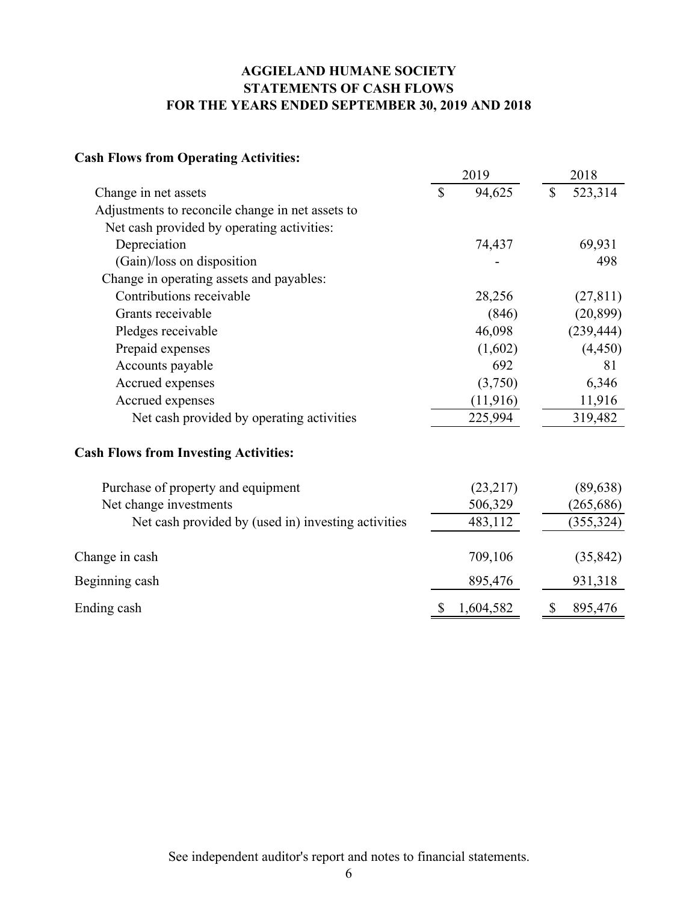# AGGIELAND HUMANE SOCIETY
## STATEMENTS OF CASH FLOWS
## FOR THE YEARS ENDED SEPTEMBER 30, 2019 AND 2018

**Cash Flows from Operating Activities:**

| | 2019 | 2018 |
|---|---|---|
| Change in net assets | $ 94,625 | $ 523,314 |
| Adjustments to reconcile change in net assets to | | |
| Net cash provided by operating activities: | | |
| Depreciation | 74,437 | 69,931 |
| (Gain)/loss on disposition | - | 498 |
| Change in operating assets and payables: | | |
| Contributions receivable | 28,256 | (27,811) |
| Grants receivable | (846) | (20,899) |
| Pledges receivable | 46,098 | (239,444) |
| Prepaid expenses | (1,602) | (4,450) |
| Accounts payable | 692 | 81 |
| Accrued expenses | (3,750) | 6,346 |
| Accrued expenses | (11,916) | 11,916 |
| Net cash provided by operating activities | 225,994 | 319,482 |

**Cash Flows from Investing Activities:**

| | 2019 | 2018 |
|---|---|---|
| Purchase of property and equipment | (23,217) | (89,638) |
| Net change investments | 506,329 | (265,686) |
| Net cash provided by (used in) investing activities | 483,112 | (355,324) |
| Change in cash | 709,106 | (35,842) |
| Beginning cash | 895,476 | 931,318 |
| Ending cash | $ 1,604,582 | $ 895,476 |

See independent auditor's report and notes to financial statements.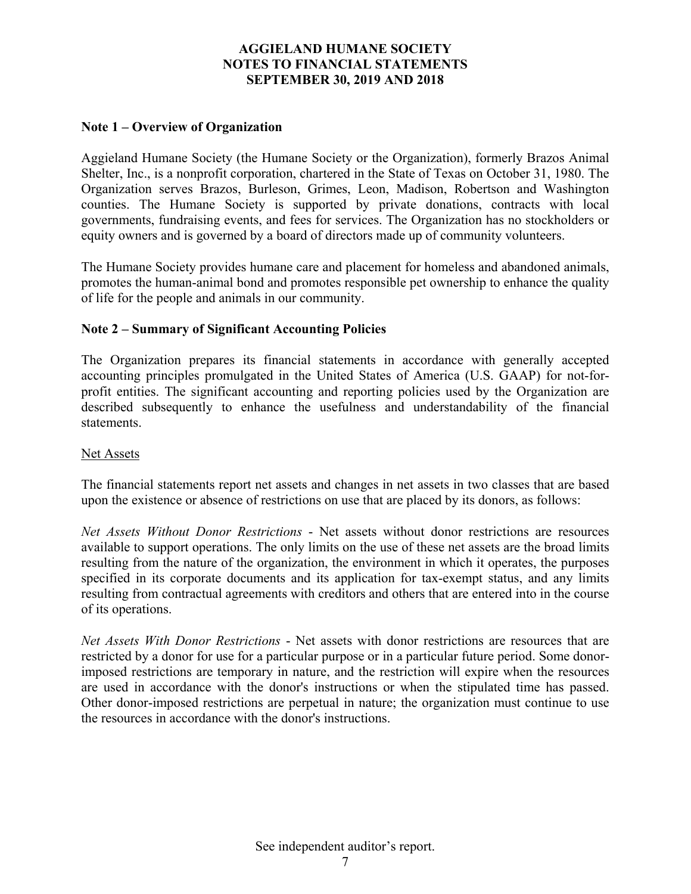# AGGIELAND HUMANE SOCIETY
## NOTES TO FINANCIAL STATEMENTS
## SEPTEMBER 30, 2019 AND 2018

### Note 1 – Overview of Organization

Aggieland Humane Society (the Humane Society or the Organization), formerly Brazos Animal Shelter, Inc., is a nonprofit corporation, chartered in the State of Texas on October 31, 1980. The Organization serves Brazos, Burleson, Grimes, Leon, Madison, Robertson and Washington counties. The Humane Society is supported by private donations, contracts with local governments, fundraising events, and fees for services. The Organization has no stockholders or equity owners and is governed by a board of directors made up of community volunteers.

The Humane Society provides humane care and placement for homeless and abandoned animals, promotes the human-animal bond and promotes responsible pet ownership to enhance the quality of life for the people and animals in our community.

### Note 2 – Summary of Significant Accounting Policies

The Organization prepares its financial statements in accordance with generally accepted accounting principles promulgated in the United States of America (U.S. GAAP) for not-for-profit entities. The significant accounting and reporting policies used by the Organization are described subsequently to enhance the usefulness and understandability of the financial statements.

Net Assets

The financial statements report net assets and changes in net assets in two classes that are based upon the existence or absence of restrictions on use that are placed by its donors, as follows:

*Net Assets Without Donor Restrictions* - Net assets without donor restrictions are resources available to support operations. The only limits on the use of these net assets are the broad limits resulting from the nature of the organization, the environment in which it operates, the purposes specified in its corporate documents and its application for tax-exempt status, and any limits resulting from contractual agreements with creditors and others that are entered into in the course of its operations.

*Net Assets With Donor Restrictions* - Net assets with donor restrictions are resources that are restricted by a donor for use for a particular purpose or in a particular future period. Some donor-imposed restrictions are temporary in nature, and the restriction will expire when the resources are used in accordance with the donor's instructions or when the stipulated time has passed. Other donor-imposed restrictions are perpetual in nature; the organization must continue to use the resources in accordance with the donor's instructions.

See independent auditor's report.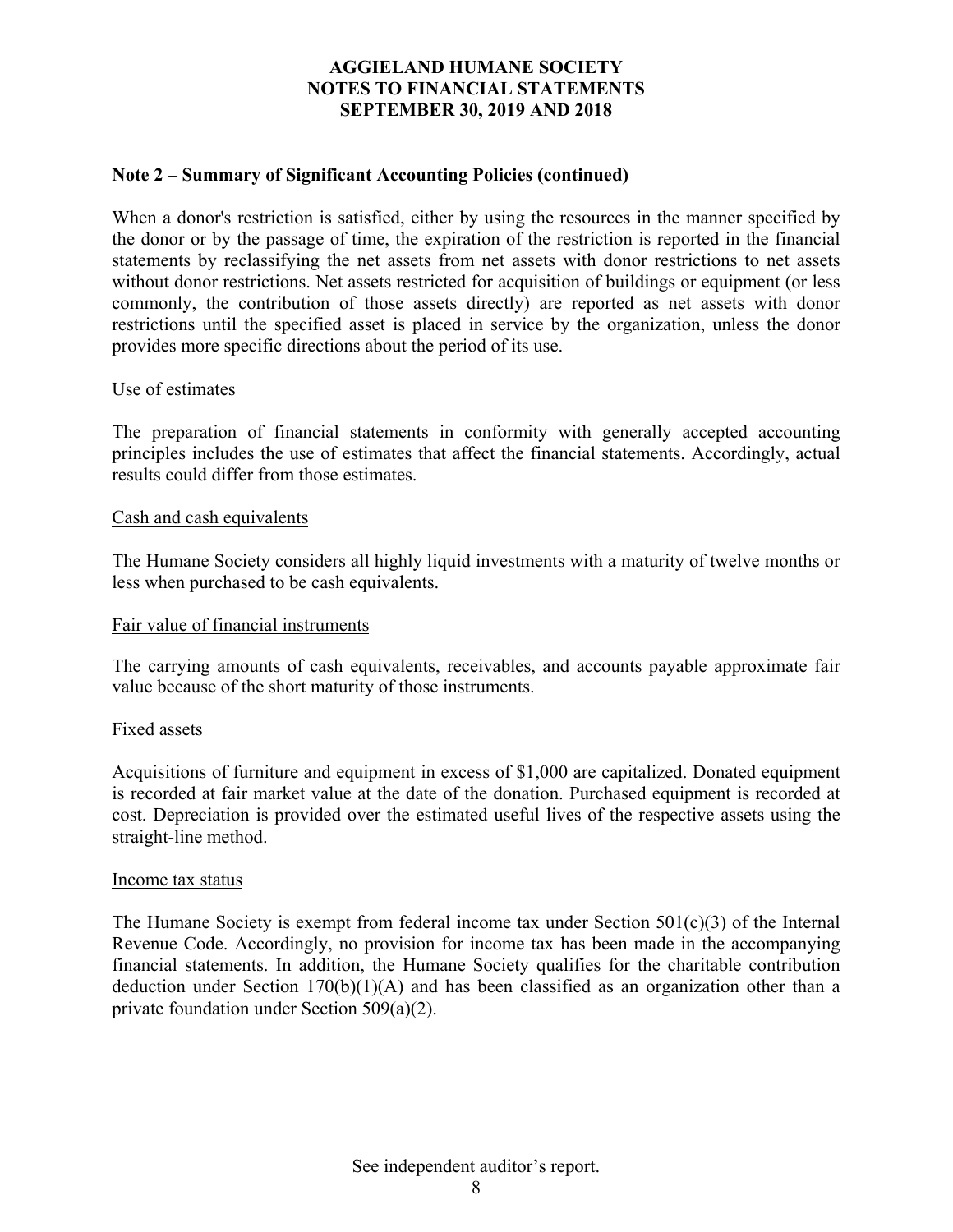## Note 2 – Summary of Significant Accounting Policies (continued)

When a donor's restriction is satisfied, either by using the resources in the manner specified by the donor or by the passage of time, the expiration of the restriction is reported in the financial statements by reclassifying the net assets from net assets with donor restrictions to net assets without donor restrictions. Net assets restricted for acquisition of buildings or equipment (or less commonly, the contribution of those assets directly) are reported as net assets with donor restrictions until the specified asset is placed in service by the organization, unless the donor provides more specific directions about the period of its use.

### Use of estimates

The preparation of financial statements in conformity with generally accepted accounting principles includes the use of estimates that affect the financial statements. Accordingly, actual results could differ from those estimates.

### Cash and cash equivalents

The Humane Society considers all highly liquid investments with a maturity of twelve months or less when purchased to be cash equivalents.

### Fair value of financial instruments

The carrying amounts of cash equivalents, receivables, and accounts payable approximate fair value because of the short maturity of those instruments.

### Fixed assets

Acquisitions of furniture and equipment in excess of $1,000 are capitalized. Donated equipment is recorded at fair market value at the date of the donation. Purchased equipment is recorded at cost. Depreciation is provided over the estimated useful lives of the respective assets using the straight-line method.

### Income tax status

The Humane Society is exempt from federal income tax under Section 501(c)(3) of the Internal Revenue Code. Accordingly, no provision for income tax has been made in the accompanying financial statements. In addition, the Humane Society qualifies for the charitable contribution deduction under Section 170(b)(1)(A) and has been classified as an organization other than a private foundation under Section 509(a)(2).

See independent auditor's report.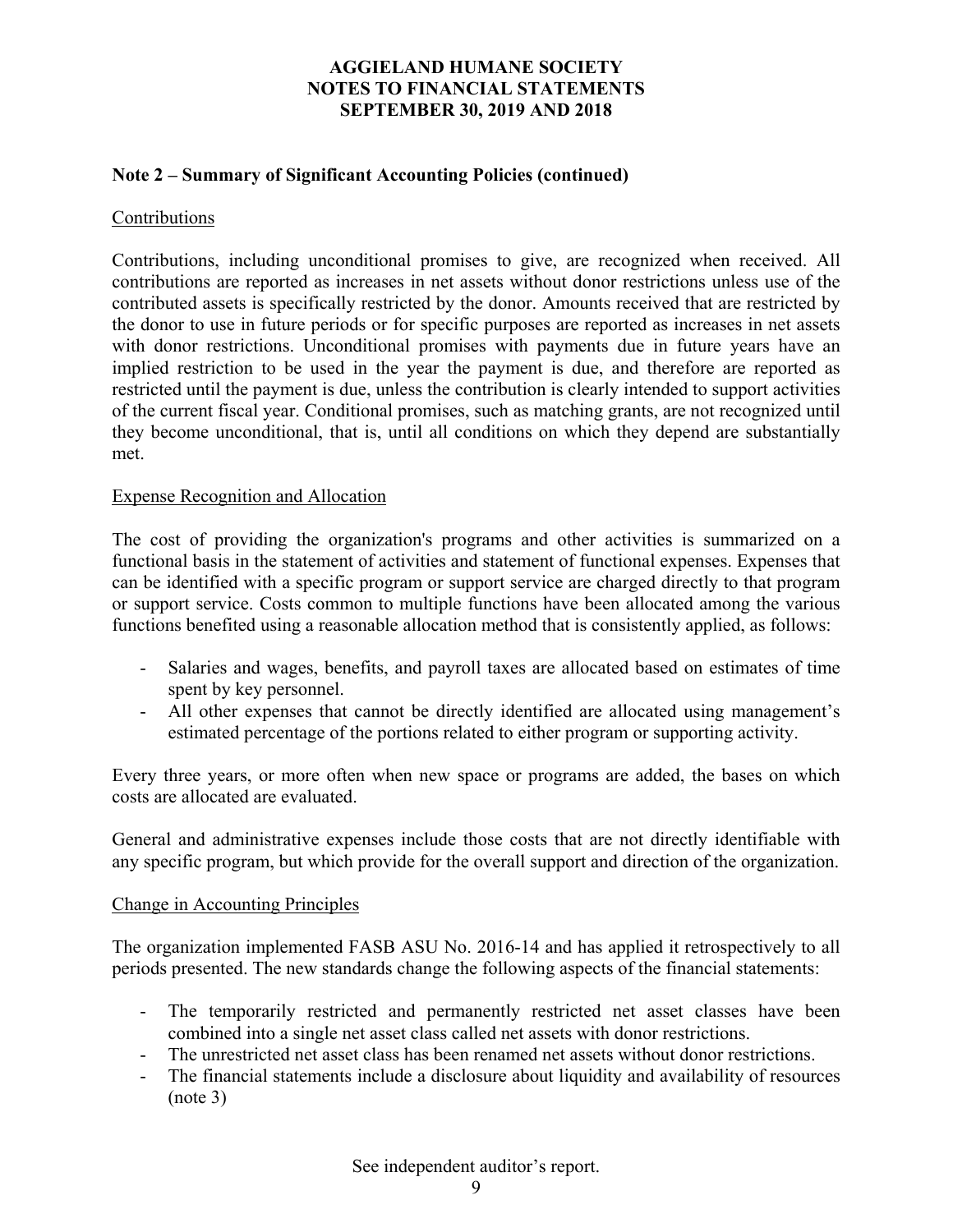**AGGIELAND HUMANE SOCIETY**
**NOTES TO FINANCIAL STATEMENTS**
**SEPTEMBER 30, 2019 AND 2018**

## Note 2 – Summary of Significant Accounting Policies (continued)

### Contributions

Contributions, including unconditional promises to give, are recognized when received. All contributions are reported as increases in net assets without donor restrictions unless use of the contributed assets is specifically restricted by the donor. Amounts received that are restricted by the donor to use in future periods or for specific purposes are reported as increases in net assets with donor restrictions. Unconditional promises with payments due in future years have an implied restriction to be used in the year the payment is due, and therefore are reported as restricted until the payment is due, unless the contribution is clearly intended to support activities of the current fiscal year. Conditional promises, such as matching grants, are not recognized until they become unconditional, that is, until all conditions on which they depend are substantially met.

### Expense Recognition and Allocation

The cost of providing the organization's programs and other activities is summarized on a functional basis in the statement of activities and statement of functional expenses. Expenses that can be identified with a specific program or support service are charged directly to that program or support service. Costs common to multiple functions have been allocated among the various functions benefited using a reasonable allocation method that is consistently applied, as follows:

- Salaries and wages, benefits, and payroll taxes are allocated based on estimates of time spent by key personnel.
- All other expenses that cannot be directly identified are allocated using management's estimated percentage of the portions related to either program or supporting activity.

Every three years, or more often when new space or programs are added, the bases on which costs are allocated are evaluated.

General and administrative expenses include those costs that are not directly identifiable with any specific program, but which provide for the overall support and direction of the organization.

### Change in Accounting Principles

The organization implemented FASB ASU No. 2016-14 and has applied it retrospectively to all periods presented. The new standards change the following aspects of the financial statements:

- The temporarily restricted and permanently restricted net asset classes have been combined into a single net asset class called net assets with donor restrictions.
- The unrestricted net asset class has been renamed net assets without donor restrictions.
- The financial statements include a disclosure about liquidity and availability of resources (note 3)

See independent auditor's report.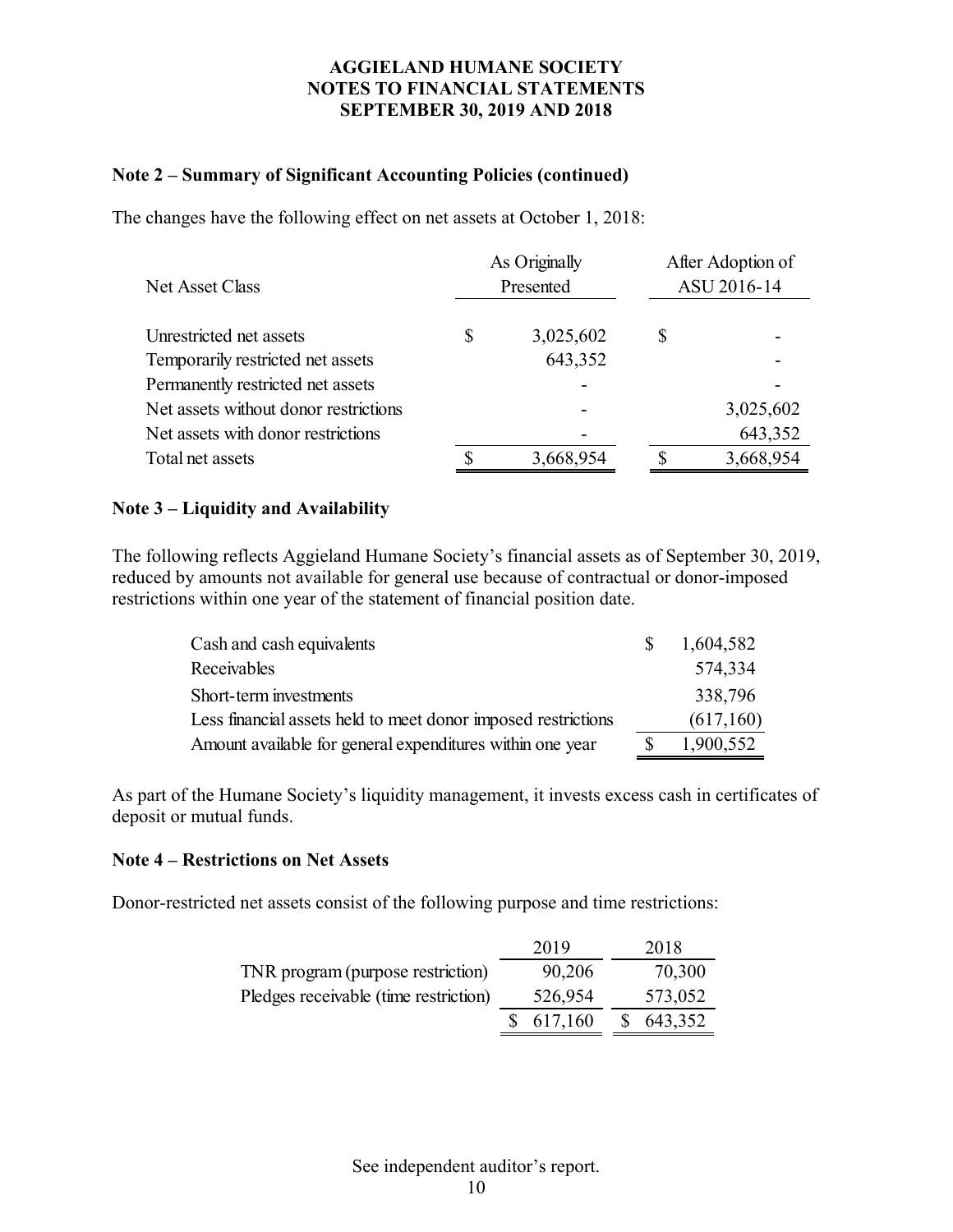**AGGIELAND HUMANE SOCIETY**
**NOTES TO FINANCIAL STATEMENTS**
**SEPTEMBER 30, 2019 AND 2018**

## Note 2 – Summary of Significant Accounting Policies (continued)

The changes have the following effect on net assets at October 1, 2018:

| Net Asset Class | As Originally Presented | After Adoption of ASU 2016-14 |
|---|---|---|
| Unrestricted net assets | $ 3,025,602 | $ - |
| Temporarily restricted net assets | 643,352 | - |
| Permanently restricted net assets | - | - |
| Net assets without donor restrictions | - | 3,025,602 |
| Net assets with donor restrictions | - | 643,352 |
| Total net assets | $ 3,668,954 | $ 3,668,954 |

## Note 3 – Liquidity and Availability

The following reflects Aggieland Humane Society's financial assets as of September 30, 2019, reduced by amounts not available for general use because of contractual or donor-imposed restrictions within one year of the statement of financial position date.

| | |
|---|---|
| Cash and cash equivalents | $ 1,604,582 |
| Receivables | 574,334 |
| Short-term investments | 338,796 |
| Less financial assets held to meet donor imposed restrictions | (617,160) |
| Amount available for general expenditures within one year | $ 1,900,552 |

As part of the Humane Society's liquidity management, it invests excess cash in certificates of deposit or mutual funds.

## Note 4 – Restrictions on Net Assets

Donor-restricted net assets consist of the following purpose and time restrictions:

| | 2019 | 2018 |
|---|---|---|
| TNR program (purpose restriction) | 90,206 | 70,300 |
| Pledges receivable (time restriction) | 526,954 | 573,052 |
| | $ 617,160 | $ 643,352 |

See independent auditor's report.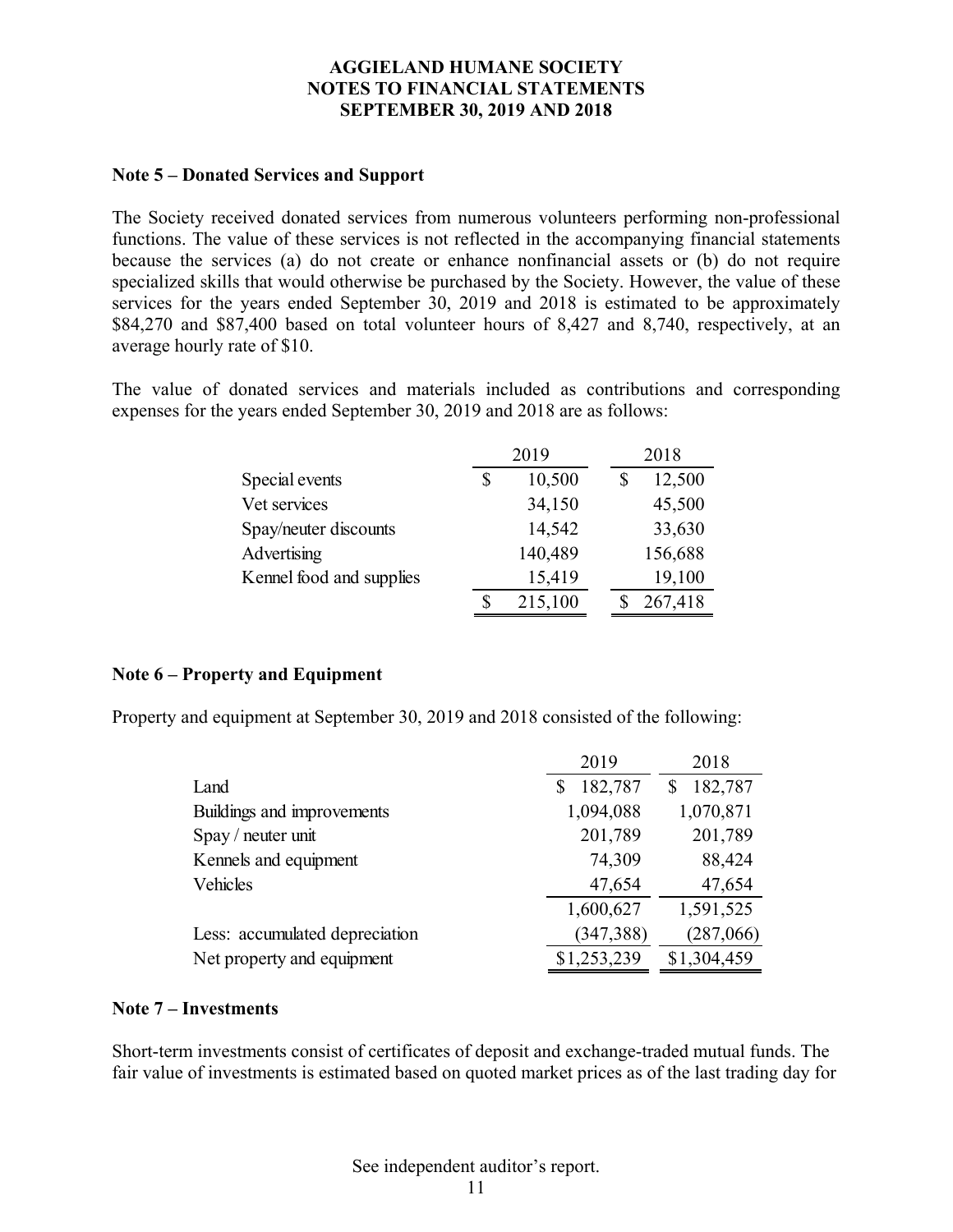AGGIELAND HUMANE SOCIETY
NOTES TO FINANCIAL STATEMENTS
SEPTEMBER 30, 2019 AND 2018

**Note 5 – Donated Services and Support**

The Society received donated services from numerous volunteers performing non-professional functions. The value of these services is not reflected in the accompanying financial statements because the services (a) do not create or enhance nonfinancial assets or (b) do not require specialized skills that would otherwise be purchased by the Society. However, the value of these services for the years ended September 30, 2019 and 2018 is estimated to be approximately $84,270 and $87,400 based on total volunteer hours of 8,427 and 8,740, respectively, at an average hourly rate of $10.

The value of donated services and materials included as contributions and corresponding expenses for the years ended September 30, 2019 and 2018 are as follows:

| | 2019 | 2018 |
|---|---|---|
| Special events | $ 10,500 | $ 12,500 |
| Vet services | 34,150 | 45,500 |
| Spay/neuter discounts | 14,542 | 33,630 |
| Advertising | 140,489 | 156,688 |
| Kennel food and supplies | 15,419 | 19,100 |
| | $ 215,100 | $ 267,418 |

**Note 6 – Property and Equipment**

Property and equipment at September 30, 2019 and 2018 consisted of the following:

| | 2019 | 2018 |
|---|---|---|
| Land | $ 182,787 | $ 182,787 |
| Buildings and improvements | 1,094,088 | 1,070,871 |
| Spay / neuter unit | 201,789 | 201,789 |
| Kennels and equipment | 74,309 | 88,424 |
| Vehicles | 47,654 | 47,654 |
| | 1,600,627 | 1,591,525 |
| Less: accumulated depreciation | (347,388) | (287,066) |
| Net property and equipment | $1,253,239 | $1,304,459 |

**Note 7 – Investments**

Short-term investments consist of certificates of deposit and exchange-traded mutual funds. The fair value of investments is estimated based on quoted market prices as of the last trading day for

See independent auditor's report.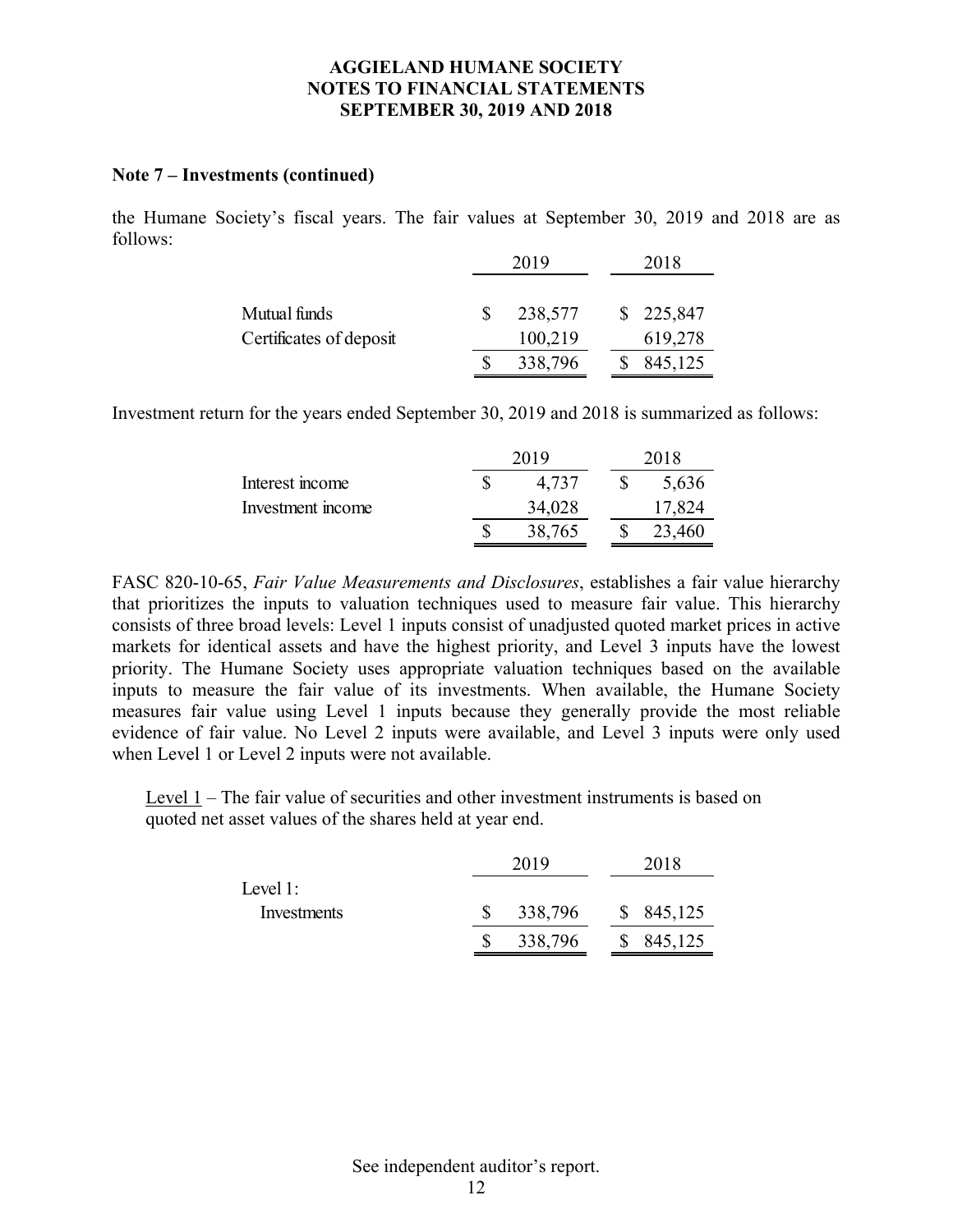### Note 7 – Investments (continued)

the Humane Society's fiscal years. The fair values at September 30, 2019 and 2018 are as follows:

| | 2019 | 2018 |
|---|---|---|
| Mutual funds | $ 238,577 | $ 225,847 |
| Certificates of deposit | 100,219 | 619,278 |
| | $ 338,796 | $ 845,125 |

Investment return for the years ended September 30, 2019 and 2018 is summarized as follows:

| | 2019 | 2018 |
|---|---|---|
| Interest income | $ 4,737 | $ 5,636 |
| Investment income | 34,028 | 17,824 |
| | $ 38,765 | $ 23,460 |

FASC 820-10-65, *Fair Value Measurements and Disclosures*, establishes a fair value hierarchy that prioritizes the inputs to valuation techniques used to measure fair value. This hierarchy consists of three broad levels: Level 1 inputs consist of unadjusted quoted market prices in active markets for identical assets and have the highest priority, and Level 3 inputs have the lowest priority. The Humane Society uses appropriate valuation techniques based on the available inputs to measure the fair value of its investments. When available, the Humane Society measures fair value using Level 1 inputs because they generally provide the most reliable evidence of fair value. No Level 2 inputs were available, and Level 3 inputs were only used when Level 1 or Level 2 inputs were not available.

Level 1 – The fair value of securities and other investment instruments is based on quoted net asset values of the shares held at year end.

| | 2019 | 2018 |
|---|---|---|
| Level 1: | | |
| Investments | $ 338,796 | $ 845,125 |
| | $ 338,796 | $ 845,125 |

See independent auditor's report.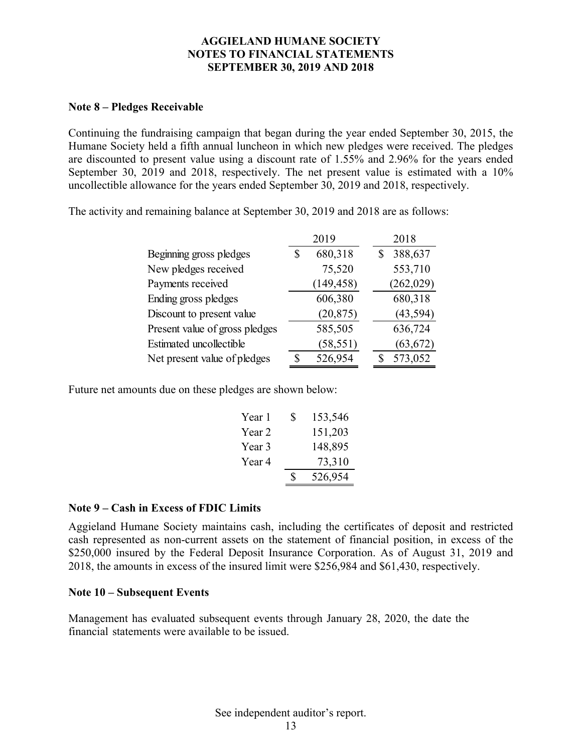# AGGIELAND HUMANE SOCIETY
## NOTES TO FINANCIAL STATEMENTS
## SEPTEMBER 30, 2019 AND 2018

**Note 8 – Pledges Receivable**

Continuing the fundraising campaign that began during the year ended September 30, 2015, the Humane Society held a fifth annual luncheon in which new pledges were received. The pledges are discounted to present value using a discount rate of 1.55% and 2.96% for the years ended September 30, 2019 and 2018, respectively. The net present value is estimated with a 10% uncollectible allowance for the years ended September 30, 2019 and 2018, respectively.

The activity and remaining balance at September 30, 2019 and 2018 are as follows:

| | 2019 | 2018 |
|---|---|---|
| Beginning gross pledges | $ 680,318 | $ 388,637 |
| New pledges received | 75,520 | 553,710 |
| Payments received | (149,458) | (262,029) |
| Ending gross pledges | 606,380 | 680,318 |
| Discount to present value | (20,875) | (43,594) |
| Present value of gross pledges | 585,505 | 636,724 |
| Estimated uncollectible | (58,551) | (63,672) |
| Net present value of pledges | $ 526,954 | $ 573,052 |

Future net amounts due on these pledges are shown below:

| | |
|---|---|
| Year 1 | $ 153,546 |
| Year 2 | 151,203 |
| Year 3 | 148,895 |
| Year 4 | 73,310 |
| | $ 526,954 |

**Note 9 – Cash in Excess of FDIC Limits**

Aggieland Humane Society maintains cash, including the certificates of deposit and restricted cash represented as non-current assets on the statement of financial position, in excess of the $250,000 insured by the Federal Deposit Insurance Corporation. As of August 31, 2019 and 2018, the amounts in excess of the insured limit were $256,984 and $61,430, respectively.

**Note 10 – Subsequent Events**

Management has evaluated subsequent events through January 28, 2020, the date the financial statements were available to be issued.

See independent auditor's report.